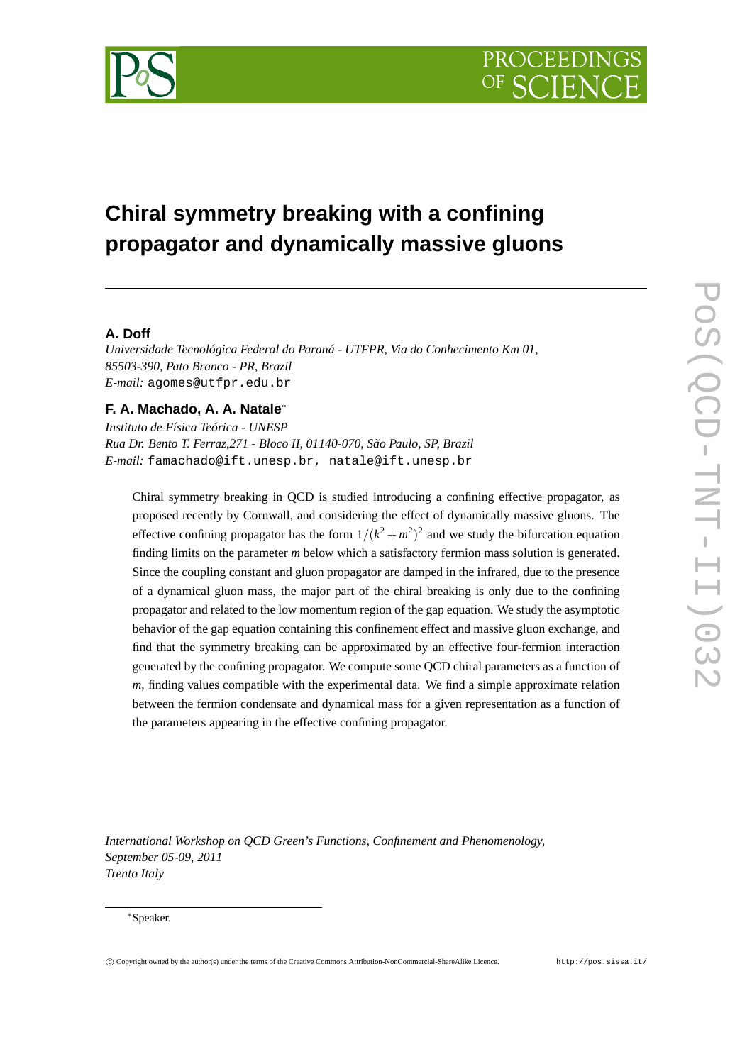# Chiral symmetry breaking with a confining propagator and dynamically massive gluons

**A. Doff**

*Universidade Tecnológica Federal do Paraná - UTFPR, Via do Conhecimento Km 01, 85503-390, Pato Branco - PR, Brazil*
*E-mail:* agomes@utfpr.edu.br

**F. A. Machado, A. A. Natale**[*]

*Instituto de Física Teórica - UNESP*
*Rua Dr. Bento T. Ferraz,271 - Bloco II, 01140-070, São Paulo, SP, Brazil*
*E-mail:* famachado@ift.unesp.br, natale@ift.unesp.br

Chiral symmetry breaking in QCD is studied introducing a confining effective propagator, as proposed recently by Cornwall, and considering the effect of dynamically massive gluons. The effective confining propagator has the form $1/(k^2+m^2)^2$ and we study the bifurcation equation finding limits on the parameter $m$ below which a satisfactory fermion mass solution is generated. Since the coupling constant and gluon propagator are damped in the infrared, due to the presence of a dynamical gluon mass, the major part of the chiral breaking is only due to the confining propagator and related to the low momentum region of the gap equation. We study the asymptotic behavior of the gap equation containing this confinement effect and massive gluon exchange, and find that the symmetry breaking can be approximated by an effective four-fermion interaction generated by the confining propagator. We compute some QCD chiral parameters as a function of $m$, finding values compatible with the experimental data. We find a simple approximate relation between the fermion condensate and dynamical mass for a given representation as a function of the parameters appearing in the effective confining propagator.

*International Workshop on QCD Green's Functions, Confinement and Phenomenology,*
*September 05-09, 2011*
*Trento Italy*

[*] Speaker.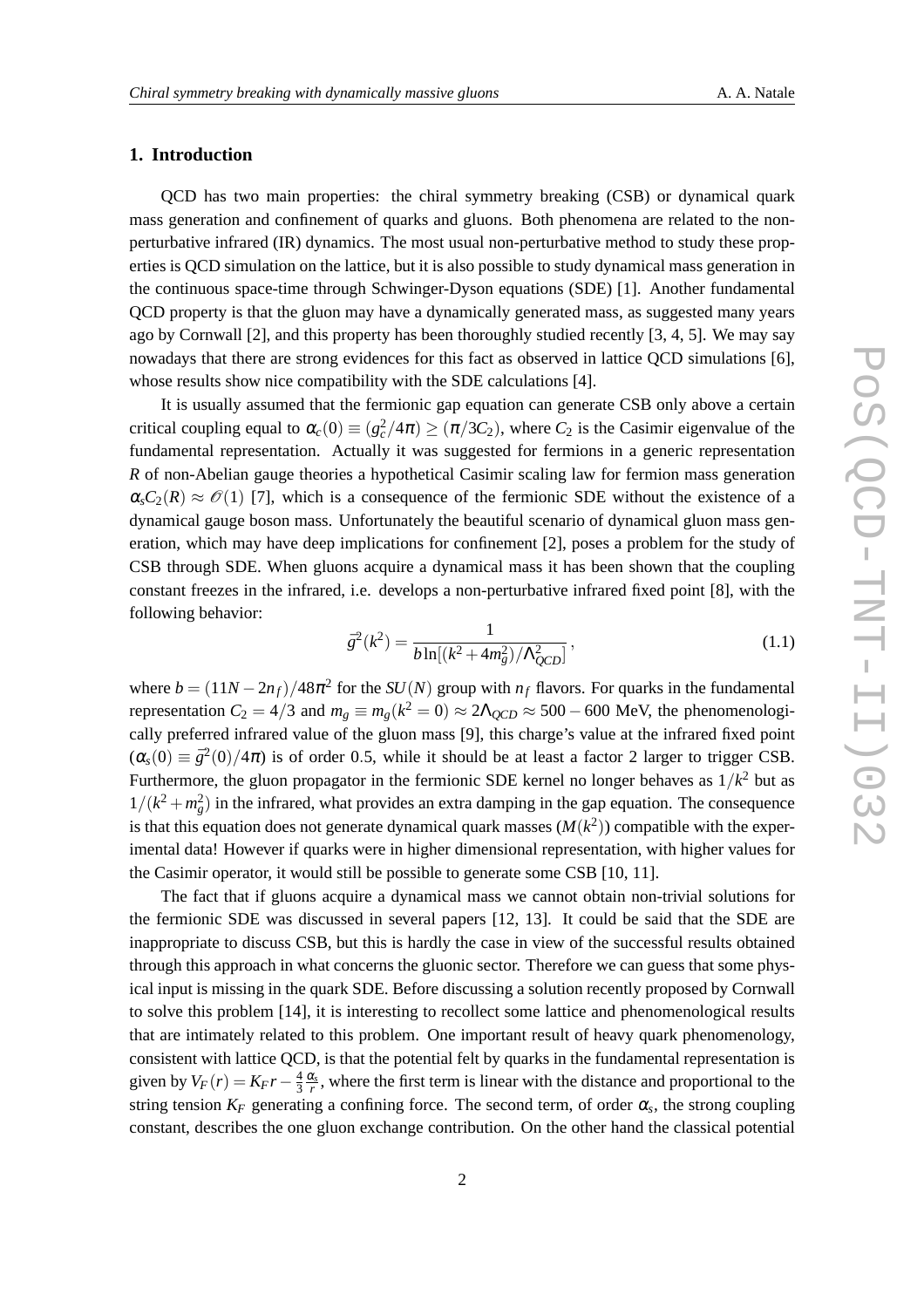## 1. Introduction

QCD has two main properties: the chiral symmetry breaking (CSB) or dynamical quark mass generation and confinement of quarks and gluons. Both phenomena are related to the non-perturbative infrared (IR) dynamics. The most usual non-perturbative method to study these properties is QCD simulation on the lattice, but it is also possible to study dynamical mass generation in the continuous space-time through Schwinger-Dyson equations (SDE) [1]. Another fundamental QCD property is that the gluon may have a dynamically generated mass, as suggested many years ago by Cornwall [2], and this property has been thoroughly studied recently [3, 4, 5]. We may say nowadays that there are strong evidences for this fact as observed in lattice QCD simulations [6], whose results show nice compatibility with the SDE calculations [4].

It is usually assumed that the fermionic gap equation can generate CSB only above a certain critical coupling equal to $\alpha_c(0) \equiv (g_c^2/4\pi) \geq (\pi/3C_2)$, where $C_2$ is the Casimir eigenvalue of the fundamental representation. Actually it was suggested for fermions in a generic representation $R$ of non-Abelian gauge theories a hypothetical Casimir scaling law for fermion mass generation $\alpha_s C_2(R) \approx \mathcal{O}(1)$ [7], which is a consequence of the fermionic SDE without the existence of a dynamical gauge boson mass. Unfortunately the beautiful scenario of dynamical gluon mass generation, which may have deep implications for confinement [2], poses a problem for the study of CSB through SDE. When gluons acquire a dynamical mass it has been shown that the coupling constant freezes in the infrared, i.e. develops a non-perturbative infrared fixed point [8], with the following behavior:

$$\bar{g}^2(k^2) = \frac{1}{b \ln[(k^2 + 4m_g^2)/\Lambda_{QCD}^2]}, \tag{1.1}$$

where $b = (11N - 2n_f)/48\pi^2$ for the $SU(N)$ group with $n_f$ flavors. For quarks in the fundamental representation $C_2 = 4/3$ and $m_g \equiv m_g(k^2 = 0) \approx 2\Lambda_{QCD} \approx 500 - 600$ MeV, the phenomenologically preferred infrared value of the gluon mass [9], this charge's value at the infrared fixed point $(\alpha_s(0) \equiv \bar{g}^2(0)/4\pi)$ is of order 0.5, while it should be at least a factor 2 larger to trigger CSB. Furthermore, the gluon propagator in the fermionic SDE kernel no longer behaves as $1/k^2$ but as $1/(k^2 + m_g^2)$ in the infrared, what provides an extra damping in the gap equation. The consequence is that this equation does not generate dynamical quark masses ($M(k^2)$) compatible with the experimental data! However if quarks were in higher dimensional representation, with higher values for the Casimir operator, it would still be possible to generate some CSB [10, 11].

The fact that if gluons acquire a dynamical mass we cannot obtain non-trivial solutions for the fermionic SDE was discussed in several papers [12, 13]. It could be said that the SDE are inappropriate to discuss CSB, but this is hardly the case in view of the successful results obtained through this approach in what concerns the gluonic sector. Therefore we can guess that some physical input is missing in the quark SDE. Before discussing a solution recently proposed by Cornwall to solve this problem [14], it is interesting to recollect some lattice and phenomenological results that are intimately related to this problem. One important result of heavy quark phenomenology, consistent with lattice QCD, is that the potential felt by quarks in the fundamental representation is given by $V_F(r) = K_F r - \frac{4}{3}\frac{\alpha_s}{r}$, where the first term is linear with the distance and proportional to the string tension $K_F$ generating a confining force. The second term, of order $\alpha_s$, the strong coupling constant, describes the one gluon exchange contribution. On the other hand the classical potential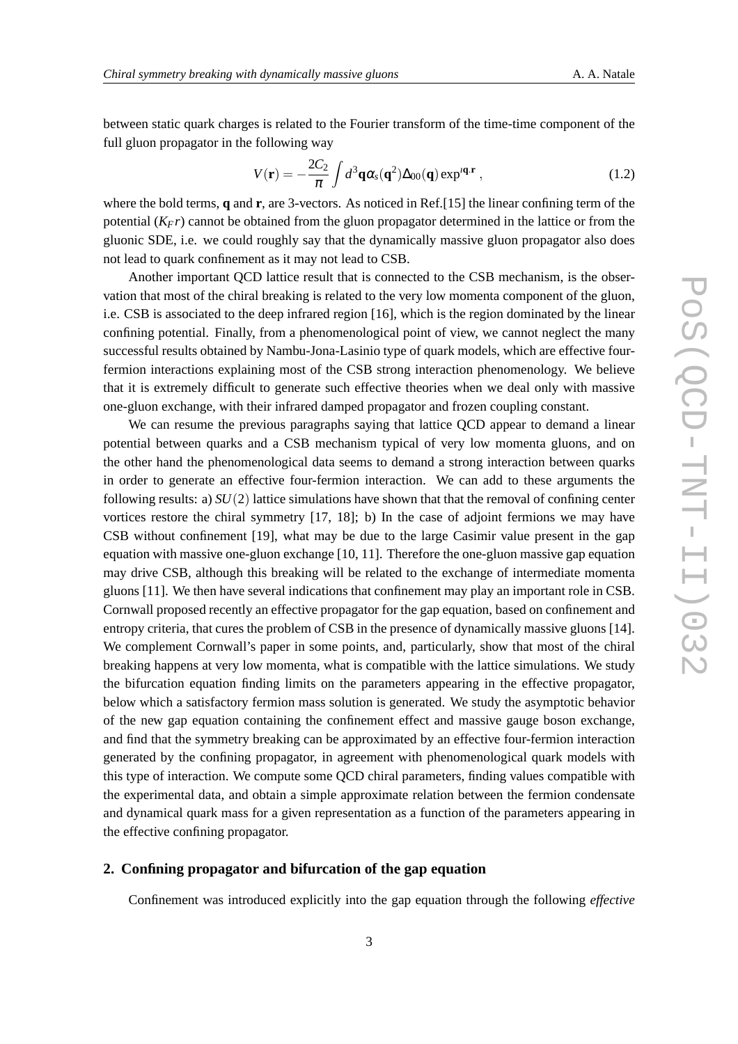between static quark charges is related to the Fourier transform of the time-time component of the full gluon propagator in the following way

$$V(\mathbf{r}) = -\frac{2C_2}{\pi}\int d^3\mathbf{q}\alpha_s(\mathbf{q}^2)\Delta_{00}(\mathbf{q})\exp^{\imath\mathbf{q}.\mathbf{r}} , \tag{1.2}$$

where the bold terms, **q** and **r**, are 3-vectors. As noticed in Ref.[15] the linear confining term of the potential ($K_F r$) cannot be obtained from the gluon propagator determined in the lattice or from the gluonic SDE, i.e. we could roughly say that the dynamically massive gluon propagator also does not lead to quark confinement as it may not lead to CSB.

Another important QCD lattice result that is connected to the CSB mechanism, is the observation that most of the chiral breaking is related to the very low momenta component of the gluon, i.e. CSB is associated to the deep infrared region [16], which is the region dominated by the linear confining potential. Finally, from a phenomenological point of view, we cannot neglect the many successful results obtained by Nambu-Jona-Lasinio type of quark models, which are effective four-fermion interactions explaining most of the CSB strong interaction phenomenology. We believe that it is extremely difficult to generate such effective theories when we deal only with massive one-gluon exchange, with their infrared damped propagator and frozen coupling constant.

We can resume the previous paragraphs saying that lattice QCD appear to demand a linear potential between quarks and a CSB mechanism typical of very low momenta gluons, and on the other hand the phenomenological data seems to demand a strong interaction between quarks in order to generate an effective four-fermion interaction. We can add to these arguments the following results: a) $SU(2)$ lattice simulations have shown that that the removal of confining center vortices restore the chiral symmetry [17, 18]; b) In the case of adjoint fermions we may have CSB without confinement [19], what may be due to the large Casimir value present in the gap equation with massive one-gluon exchange [10, 11]. Therefore the one-gluon massive gap equation may drive CSB, although this breaking will be related to the exchange of intermediate momenta gluons [11]. We then have several indications that confinement may play an important role in CSB. Cornwall proposed recently an effective propagator for the gap equation, based on confinement and entropy criteria, that cures the problem of CSB in the presence of dynamically massive gluons [14]. We complement Cornwall's paper in some points, and, particularly, show that most of the chiral breaking happens at very low momenta, what is compatible with the lattice simulations. We study the bifurcation equation finding limits on the parameters appearing in the effective propagator, below which a satisfactory fermion mass solution is generated. We study the asymptotic behavior of the new gap equation containing the confinement effect and massive gauge boson exchange, and find that the symmetry breaking can be approximated by an effective four-fermion interaction generated by the confining propagator, in agreement with phenomenological quark models with this type of interaction. We compute some QCD chiral parameters, finding values compatible with the experimental data, and obtain a simple approximate relation between the fermion condensate and dynamical quark mass for a given representation as a function of the parameters appearing in the effective confining propagator.

## 2. Confining propagator and bifurcation of the gap equation

Confinement was introduced explicitly into the gap equation through the following *effective*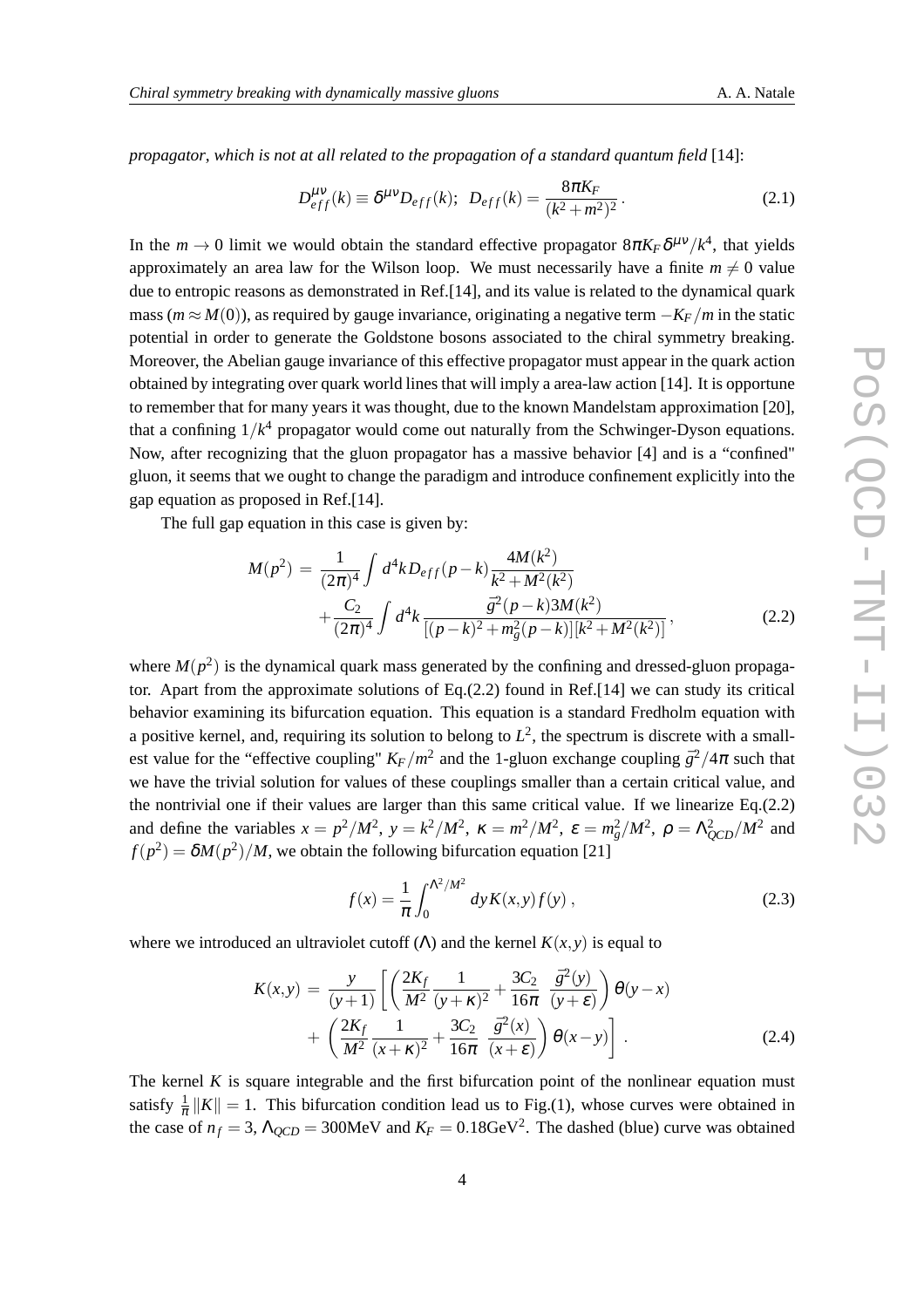*propagator, which is not at all related to the propagation of a standard quantum field* [14]:

$$D^{\mu\nu}_{eff}(k) \equiv \delta^{\mu\nu} D_{eff}(k); \;\; D_{eff}(k) = \frac{8\pi K_F}{(k^2+m^2)^2} \, . \tag{2.1}$$

In the $m \to 0$ limit we would obtain the standard effective propagator $8\pi K_F \delta^{\mu\nu}/k^4$, that yields approximately an area law for the Wilson loop. We must necessarily have a finite $m \neq 0$ value due to entropic reasons as demonstrated in Ref.[14], and its value is related to the dynamical quark mass ($m \approx M(0)$), as required by gauge invariance, originating a negative term $-K_F/m$ in the static potential in order to generate the Goldstone bosons associated to the chiral symmetry breaking. Moreover, the Abelian gauge invariance of this effective propagator must appear in the quark action obtained by integrating over quark world lines that will imply a area-law action [14]. It is opportune to remember that for many years it was thought, due to the known Mandelstam approximation [20], that a confining $1/k^4$ propagator would come out naturally from the Schwinger-Dyson equations. Now, after recognizing that the gluon propagator has a massive behavior [4] and is a "confined" gluon, it seems that we ought to change the paradigm and introduce confinement explicitly into the gap equation as proposed in Ref.[14].

The full gap equation in this case is given by:

$$\begin{aligned} M(p^2) \; &= \; \frac{1}{(2\pi)^4} \int d^4k D_{eff}(p-k) \frac{4M(k^2)}{k^2+M^2(k^2)} \\ &+ \frac{C_2}{(2\pi)^4} \int d^4k \, \frac{\bar{g}^2(p-k)3M(k^2)}{[(p-k)^2+m_g^2(p-k)][k^2+M^2(k^2)]} \, , \end{aligned} \tag{2.2}$$

where $M(p^2)$ is the dynamical quark mass generated by the confining and dressed-gluon propagator. Apart from the approximate solutions of Eq.(2.2) found in Ref.[14] we can study its critical behavior examining its bifurcation equation. This equation is a standard Fredholm equation with a positive kernel, and, requiring its solution to belong to $L^2$, the spectrum is discrete with a smallest value for the "effective coupling" $K_F/m^2$ and the 1-gluon exchange coupling $\bar{g}^2/4\pi$ such that we have the trivial solution for values of these couplings smaller than a certain critical value, and the nontrivial one if their values are larger than this same critical value. If we linearize Eq.(2.2) and define the variables $x = p^2/M^2$, $y = k^2/M^2$, $\kappa = m^2/M^2$, $\varepsilon = m_g^2/M^2$, $\rho = \Lambda^2_{QCD}/M^2$ and $f(p^2) = \delta M(p^2)/M$, we obtain the following bifurcation equation [21]

$$f(x) = \frac{1}{\pi} \int_0^{\Lambda^2/M^2} dy K(x,y) f(y) \, , \tag{2.3}$$

where we introduced an ultraviolet cutoff ($\Lambda$) and the kernel $K(x,y)$ is equal to

$$\begin{aligned} K(x,y) \; &= \; \frac{y}{(y+1)} \left[ \left( \frac{2K_f}{M^2} \frac{1}{(y+\kappa)^2} + \frac{3C_2}{16\pi} \; \frac{\bar{g}^2(y)}{(y+\varepsilon)} \right) \theta(y-x) \right. \\ &+ \left. \left( \frac{2K_f}{M^2} \frac{1}{(x+\kappa)^2} + \frac{3C_2}{16\pi} \; \frac{\bar{g}^2(x)}{(x+\varepsilon)} \right) \theta(x-y) \right] \, . \end{aligned} \tag{2.4}$$

The kernel $K$ is square integrable and the first bifurcation point of the nonlinear equation must satisfy $\frac{1}{\pi}\|K\| = 1$. This bifurcation condition lead us to Fig.(1), whose curves were obtained in the case of $n_f = 3$, $\Lambda_{QCD} = 300$MeV and $K_F = 0.18\text{GeV}^2$. The dashed (blue) curve was obtained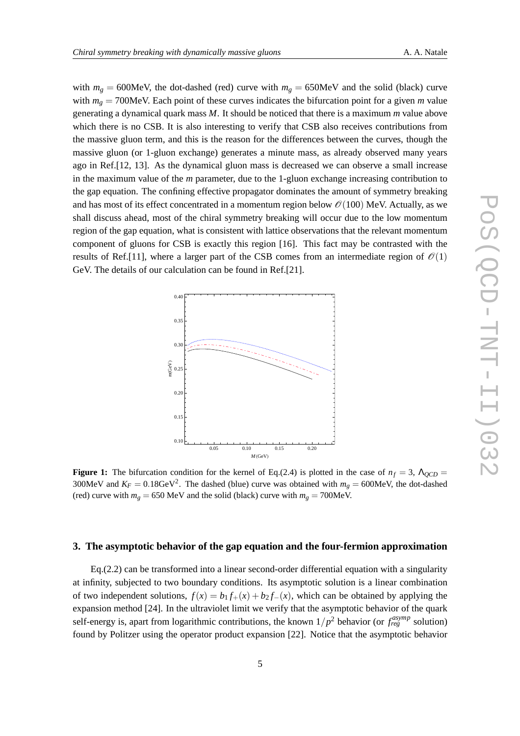with $m_g = 600$MeV, the dot-dashed (red) curve with $m_g = 650$MeV and the solid (black) curve with $m_g = 700$MeV. Each point of these curves indicates the bifurcation point for a given $m$ value generating a dynamical quark mass $M$. It should be noticed that there is a maximum $m$ value above which there is no CSB. It is also interesting to verify that CSB also receives contributions from the massive gluon term, and this is the reason for the differences between the curves, though the massive gluon (or 1-gluon exchange) generates a minute mass, as already observed many years ago in Ref.[12, 13]. As the dynamical gluon mass is decreased we can observe a small increase in the maximum value of the $m$ parameter, due to the 1-gluon exchange increasing contribution to the gap equation. The confining effective propagator dominates the amount of symmetry breaking and has most of its effect concentrated in a momentum region below $\mathscr{O}(100)$ MeV. Actually, as we shall discuss ahead, most of the chiral symmetry breaking will occur due to the low momentum region of the gap equation, what is consistent with lattice observations that the relevant momentum component of gluons for CSB is exactly this region [16]. This fact may be contrasted with the results of Ref.[11], where a larger part of the CSB comes from an intermediate region of $\mathscr{O}(1)$ GeV. The details of our calculation can be found in Ref.[21].

**Figure 1:** The bifurcation condition for the kernel of Eq.(2.4) is plotted in the case of $n_f = 3$, $\Lambda_{QCD} =$ 300MeV and $K_F = 0.18\text{GeV}^2$. The dashed (blue) curve was obtained with $m_g = 600$MeV, the dot-dashed (red) curve with $m_g = 650$ MeV and the solid (black) curve with $m_g = 700$MeV.

## 3. The asymptotic behavior of the gap equation and the four-fermion approximation

Eq.(2.2) can be transformed into a linear second-order differential equation with a singularity at infinity, subjected to two boundary conditions. Its asymptotic solution is a linear combination of two independent solutions, $f(x) = b_1 f_+(x) + b_2 f_-(x)$, which can be obtained by applying the expansion method [24]. In the ultraviolet limit we verify that the asymptotic behavior of the quark self-energy is, apart from logarithmic contributions, the known $1/p^2$ behavior (or $f_{reg}^{asymp}$ solution) found by Politzer using the operator product expansion [22]. Notice that the asymptotic behavior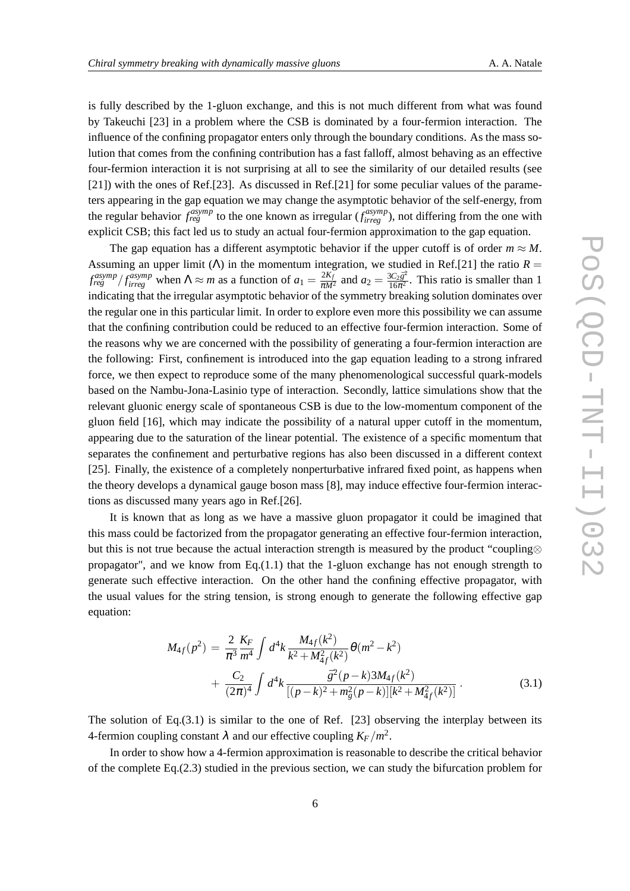is fully described by the 1-gluon exchange, and this is not much different from what was found by Takeuchi [23] in a problem where the CSB is dominated by a four-fermion interaction. The influence of the confining propagator enters only through the boundary conditions. As the mass solution that comes from the confining contribution has a fast falloff, almost behaving as an effective four-fermion interaction it is not surprising at all to see the similarity of our detailed results (see [21]) with the ones of Ref.[23]. As discussed in Ref.[21] for some peculiar values of the parameters appearing in the gap equation we may change the asymptotic behavior of the self-energy, from the regular behavior $f_{reg}^{asymp}$ to the one known as irregular ($f_{irreg}^{asymp}$), not differing from the one with explicit CSB; this fact led us to study an actual four-fermion approximation to the gap equation.

The gap equation has a different asymptotic behavior if the upper cutoff is of order $m \approx M$. Assuming an upper limit ($\Lambda$) in the momentum integration, we studied in Ref.[21] the ratio $R = f_{reg}^{asymp} / f_{irreg}^{asymp}$ when $\Lambda \approx m$ as a function of $a_1 = \frac{2K_f}{\pi M^2}$ and $a_2 = \frac{3C_2\bar{g}^2}{16\pi^2}$. This ratio is smaller than 1 indicating that the irregular asymptotic behavior of the symmetry breaking solution dominates over the regular one in this particular limit. In order to explore even more this possibility we can assume that the confining contribution could be reduced to an effective four-fermion interaction. Some of the reasons why we are concerned with the possibility of generating a four-fermion interaction are the following: First, confinement is introduced into the gap equation leading to a strong infrared force, we then expect to reproduce some of the many phenomenological successful quark-models based on the Nambu-Jona-Lasinio type of interaction. Secondly, lattice simulations show that the relevant gluonic energy scale of spontaneous CSB is due to the low-momentum component of the gluon field [16], which may indicate the possibility of a natural upper cutoff in the momentum, appearing due to the saturation of the linear potential. The existence of a specific momentum that separates the confinement and perturbative regions has also been discussed in a different context [25]. Finally, the existence of a completely nonperturbative infrared fixed point, as happens when the theory develops a dynamical gauge boson mass [8], may induce effective four-fermion interactions as discussed many years ago in Ref.[26].

It is known that as long as we have a massive gluon propagator it could be imagined that this mass could be factorized from the propagator generating an effective four-fermion interaction, but this is not true because the actual interaction strength is measured by the product "coupling$\otimes$ propagator", and we know from Eq.(1.1) that the 1-gluon exchange has not enough strength to generate such effective interaction. On the other hand the confining effective propagator, with the usual values for the string tension, is strong enough to generate the following effective gap equation:

$$
\begin{aligned}
M_{4f}(p^2) \,=\, & \frac{2}{\pi^3}\frac{K_F}{m^4}\int d^4k \, \frac{M_{4f}(k^2)}{k^2+M^2_{4f}(k^2)}\,\theta(m^2-k^2) \\
& + \frac{C_2}{(2\pi)^4}\int d^4k \, \frac{\bar{g}^2(p-k)3M_{4f}(k^2)}{[(p-k)^2+m_g^2(p-k)][k^2+M^2_{4f}(k^2)]} \, .
\end{aligned} \tag{3.1}
$$

The solution of Eq.(3.1) is similar to the one of Ref. [23] observing the interplay between its 4-fermion coupling constant $\lambda$ and our effective coupling $K_F/m^2$.

In order to show how a 4-fermion approximation is reasonable to describe the critical behavior of the complete Eq.(2.3) studied in the previous section, we can study the bifurcation problem for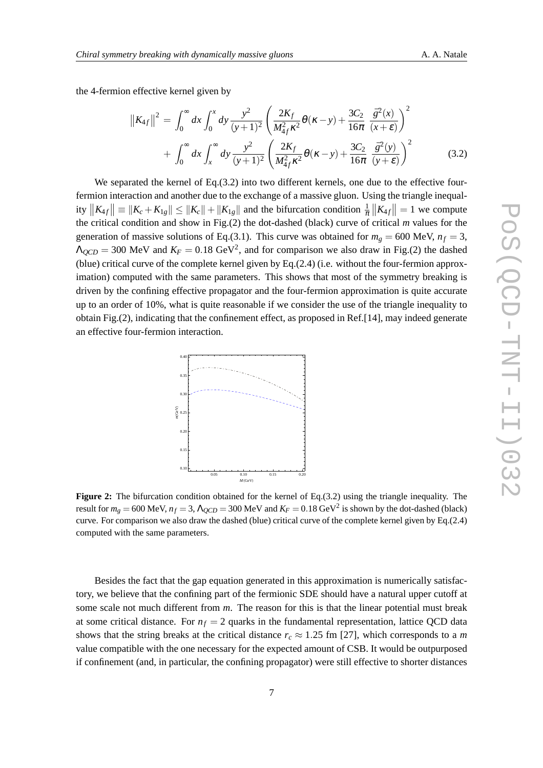the 4-fermion effective kernel given by

$$
\begin{aligned}
\left\|K_{4f}\right\|^2 = & \int_0^\infty dx \int_0^x dy \frac{y^2}{(y+1)^2}\left(\frac{2K_f}{M_{4f}^2\kappa^2}\theta(\kappa-y)+\frac{3C_2}{16\pi}\frac{\bar{g}^2(x)}{(x+\varepsilon)}\right)^2 \\
& + \int_0^\infty dx \int_x^\infty dy \frac{y^2}{(y+1)^2}\left(\frac{2K_f}{M_{4f}^2\kappa^2}\theta(\kappa-y)+\frac{3C_2}{16\pi}\frac{\bar{g}^2(y)}{(y+\varepsilon)}\right)^2 \qquad (3.2)
\end{aligned}
$$

We separated the kernel of Eq.(3.2) into two different kernels, one due to the effective four-fermion interaction and another due to the exchange of a massive gluon. Using the triangle inequality $\left\|K_{4f}\right\| \equiv \|K_c + K_{1g}\| \leq \|K_c\| + \|K_{1g}\|$ and the bifurcation condition $\frac{1}{\pi}\left\|K_{4f}\right\| = 1$ we compute the critical condition and show in Fig.(2) the dot-dashed (black) curve of critical $m$ values for the generation of massive solutions of Eq.(3.1). This curve was obtained for $m_g = 600$ MeV, $n_f = 3$, $\Lambda_{QCD} = 300$ MeV and $K_F = 0.18$ GeV$^2$, and for comparison we also draw in Fig.(2) the dashed (blue) critical curve of the complete kernel given by Eq.(2.4) (i.e. without the four-fermion approximation) computed with the same parameters. This shows that most of the symmetry breaking is driven by the confining effective propagator and the four-fermion approximation is quite accurate up to an order of 10%, what is quite reasonable if we consider the use of the triangle inequality to obtain Fig.(2), indicating that the confinement effect, as proposed in Ref.[14], may indeed generate an effective four-fermion interaction.

**Figure 2:** The bifurcation condition obtained for the kernel of Eq.(3.2) using the triangle inequality. The result for $m_g = 600$ MeV, $n_f = 3$, $\Lambda_{QCD} = 300$ MeV and $K_F = 0.18\,\text{GeV}^2$ is shown by the dot-dashed (black) curve. For comparison we also draw the dashed (blue) critical curve of the complete kernel given by Eq.(2.4) computed with the same parameters.

Besides the fact that the gap equation generated in this approximation is numerically satisfactory, we believe that the confining part of the fermionic SDE should have a natural upper cutoff at some scale not much different from $m$. The reason for this is that the linear potential must break at some critical distance. For $n_f = 2$ quarks in the fundamental representation, lattice QCD data shows that the string breaks at the critical distance $r_c \approx 1.25$ fm [27], which corresponds to a $m$ value compatible with the one necessary for the expected amount of CSB. It would be outpurposed if confinement (and, in particular, the confining propagator) were still effective to shorter distances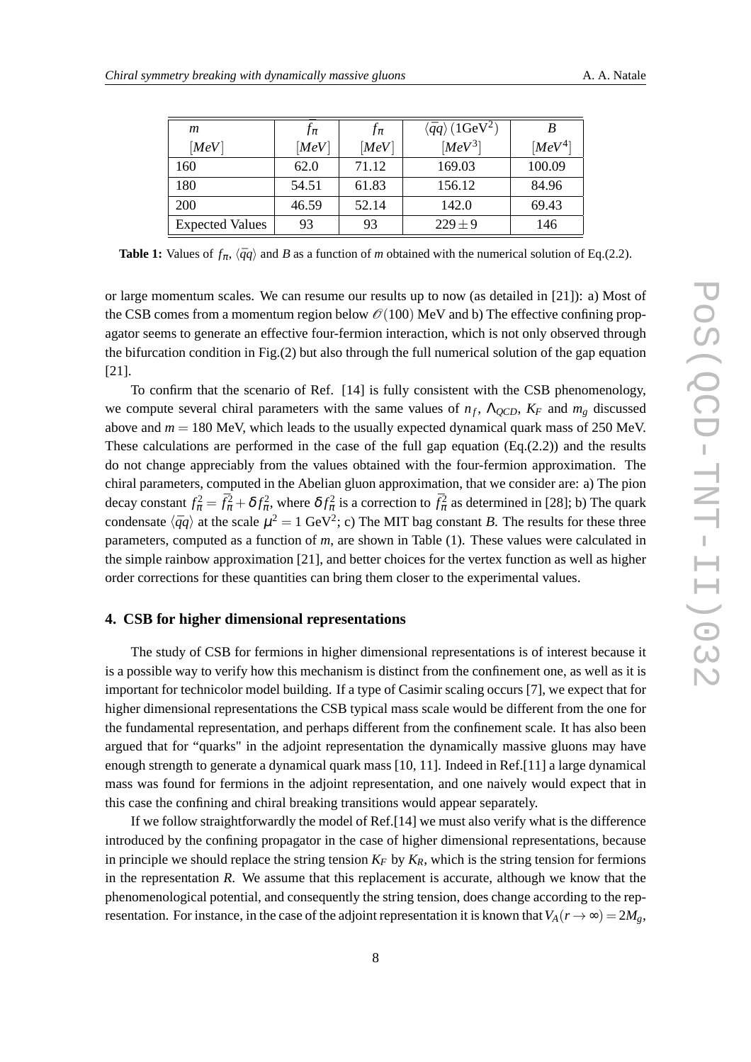| $m$ $[MeV]$ | $\bar{f}_\pi$ $[MeV]$ | $f_\pi$ $[MeV]$ | $\langle \bar{q}q \rangle\,(1\text{GeV}^2)$ $[MeV^3]$ | $B$ $[MeV^4]$ |
|---|---|---|---|---|
| 160 | 62.0 | 71.12 | 169.03 | 100.09 |
| 180 | 54.51 | 61.83 | 156.12 | 84.96 |
| 200 | 46.59 | 52.14 | 142.0 | 69.43 |
| Expected Values | 93 | 93 | $229 \pm 9$ | 146 |

**Table 1:** Values of $f_\pi$, $\langle \bar{q}q \rangle$ and $B$ as a function of $m$ obtained with the numerical solution of Eq.(2.2).

or large momentum scales. We can resume our results up to now (as detailed in [21]): a) Most of the CSB comes from a momentum region below $\mathscr{O}(100)$ MeV and b) The effective confining propagator seems to generate an effective four-fermion interaction, which is not only observed through the bifurcation condition in Fig.(2) but also through the full numerical solution of the gap equation [21].

To confirm that the scenario of Ref. [14] is fully consistent with the CSB phenomenology, we compute several chiral parameters with the same values of $n_f$, $\Lambda_{QCD}$, $K_F$ and $m_g$ discussed above and $m = 180$ MeV, which leads to the usually expected dynamical quark mass of 250 MeV. These calculations are performed in the case of the full gap equation (Eq.(2.2)) and the results do not change appreciably from the values obtained with the four-fermion approximation. The chiral parameters, computed in the Abelian gluon approximation, that we consider are: a) The pion decay constant $f_\pi^2 = \bar{f}_\pi^2 + \delta f_\pi^2$, where $\delta f_\pi^2$ is a correction to $\bar{f}_\pi^2$ as determined in [28]; b) The quark condensate $\langle \bar{q}q \rangle$ at the scale $\mu^2 = 1$ GeV$^2$; c) The MIT bag constant $B$. The results for these three parameters, computed as a function of $m$, are shown in Table (1). These values were calculated in the simple rainbow approximation [21], and better choices for the vertex function as well as higher order corrections for these quantities can bring them closer to the experimental values.

## 4. CSB for higher dimensional representations

The study of CSB for fermions in higher dimensional representations is of interest because it is a possible way to verify how this mechanism is distinct from the confinement one, as well as it is important for technicolor model building. If a type of Casimir scaling occurs [7], we expect that for higher dimensional representations the CSB typical mass scale would be different from the one for the fundamental representation, and perhaps different from the confinement scale. It has also been argued that for "quarks" in the adjoint representation the dynamically massive gluons may have enough strength to generate a dynamical quark mass [10, 11]. Indeed in Ref.[11] a large dynamical mass was found for fermions in the adjoint representation, and one naively would expect that in this case the confining and chiral breaking transitions would appear separately.

If we follow straightforwardly the model of Ref.[14] we must also verify what is the difference introduced by the confining propagator in the case of higher dimensional representations, because in principle we should replace the string tension $K_F$ by $K_R$, which is the string tension for fermions in the representation $R$. We assume that this replacement is accurate, although we know that the phenomenological potential, and consequently the string tension, does change according to the representation. For instance, in the case of the adjoint representation it is known that $V_A(r \to \infty) = 2M_g$,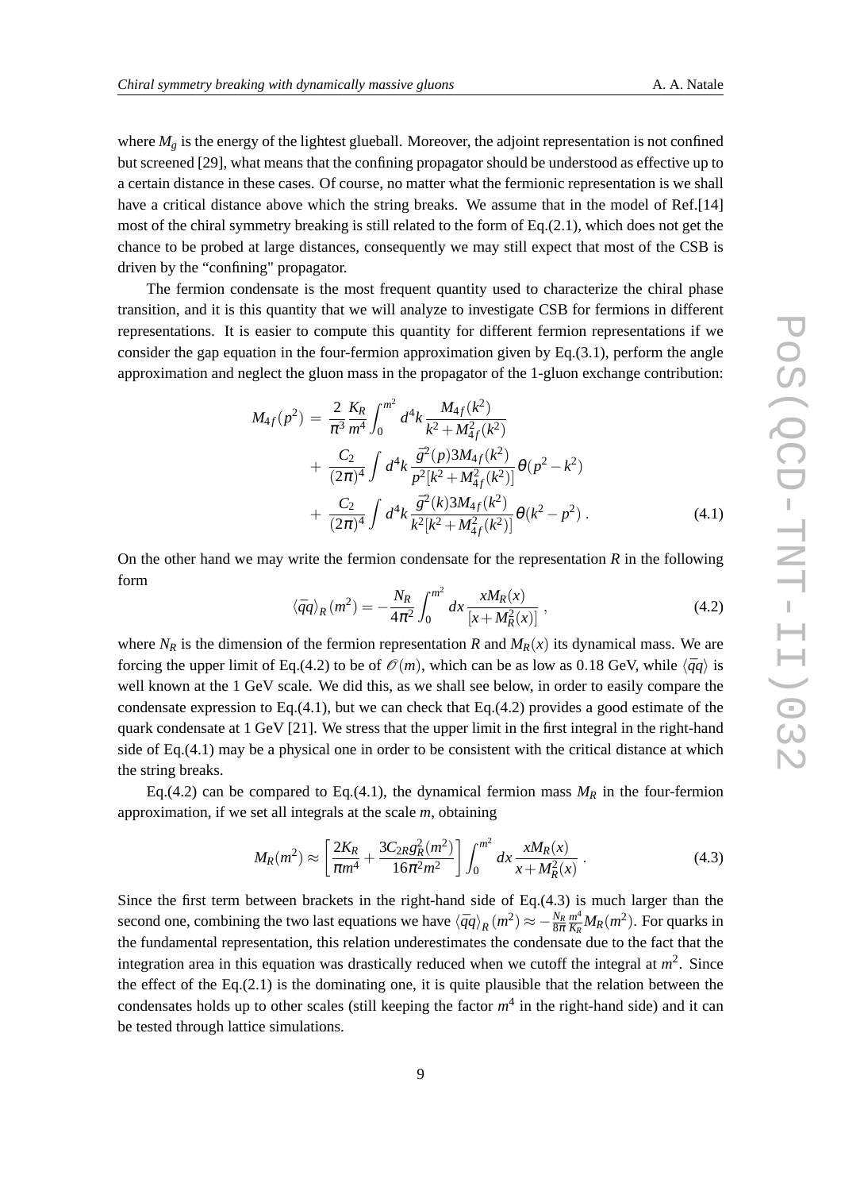where $M_g$ is the energy of the lightest glueball. Moreover, the adjoint representation is not confined but screened [29], what means that the confining propagator should be understood as effective up to a certain distance in these cases. Of course, no matter what the fermionic representation is we shall have a critical distance above which the string breaks. We assume that in the model of Ref.[14] most of the chiral symmetry breaking is still related to the form of Eq.(2.1), which does not get the chance to be probed at large distances, consequently we may still expect that most of the CSB is driven by the "confining" propagator.

The fermion condensate is the most frequent quantity used to characterize the chiral phase transition, and it is this quantity that we will analyze to investigate CSB for fermions in different representations. It is easier to compute this quantity for different fermion representations if we consider the gap equation in the four-fermion approximation given by Eq.(3.1), perform the angle approximation and neglect the gluon mass in the propagator of the 1-gluon exchange contribution:

$$
\begin{aligned}
M_{4f}(p^2) \;=\; & \frac{2}{\pi^3}\frac{K_R}{m^4}\int_0^{m^2} d^4k \, \frac{M_{4f}(k^2)}{k^2+M^2_{4f}(k^2)} \\
& + \frac{C_2}{(2\pi)^4}\int d^4k \, \frac{\bar{g}^2(p)3M_{4f}(k^2)}{p^2[k^2+M^2_{4f}(k^2)]}\theta(p^2-k^2) \\
& + \frac{C_2}{(2\pi)^4}\int d^4k \, \frac{\bar{g}^2(k)3M_{4f}(k^2)}{k^2[k^2+M^2_{4f}(k^2)]}\theta(k^2-p^2) \, . \qquad (4.1)
\end{aligned}
$$

On the other hand we may write the fermion condensate for the representation $R$ in the following form

$$
\langle \bar{q}q \rangle_R (m^2) = -\frac{N_R}{4\pi^2}\int_0^{m^2} dx \, \frac{xM_R(x)}{[x+M_R^2(x)]} \, , \qquad (4.2)
$$

where $N_R$ is the dimension of the fermion representation $R$ and $M_R(x)$ its dynamical mass. We are forcing the upper limit of Eq.(4.2) to be of $\mathcal{O}(m)$, which can be as low as 0.18 GeV, while $\langle \bar{q}q \rangle$ is well known at the 1 GeV scale. We did this, as we shall see below, in order to easily compare the condensate expression to Eq.(4.1), but we can check that Eq.(4.2) provides a good estimate of the quark condensate at 1 GeV [21]. We stress that the upper limit in the first integral in the right-hand side of Eq.(4.1) may be a physical one in order to be consistent with the critical distance at which the string breaks.

Eq.(4.2) can be compared to Eq.(4.1), the dynamical fermion mass $M_R$ in the four-fermion approximation, if we set all integrals at the scale $m$, obtaining

$$
M_R(m^2) \approx \left[\frac{2K_R}{\pi m^4} + \frac{3C_{2R}\bar{g}_R^2(m^2)}{16\pi^2 m^2}\right]\int_0^{m^2} dx \, \frac{xM_R(x)}{x+M_R^2(x)} \, . \qquad (4.3)
$$

Since the first term between brackets in the right-hand side of Eq.(4.3) is much larger than the second one, combining the two last equations we have $\langle \bar{q}q \rangle_R (m^2) \approx -\frac{N_R}{8\pi}\frac{m^4}{K_R}M_R(m^2)$. For quarks in the fundamental representation, this relation underestimates the condensate due to the fact that the integration area in this equation was drastically reduced when we cutoff the integral at $m^2$. Since the effect of the Eq.(2.1) is the dominating one, it is quite plausible that the relation between the condensates holds up to other scales (still keeping the factor $m^4$ in the right-hand side) and it can be tested through lattice simulations.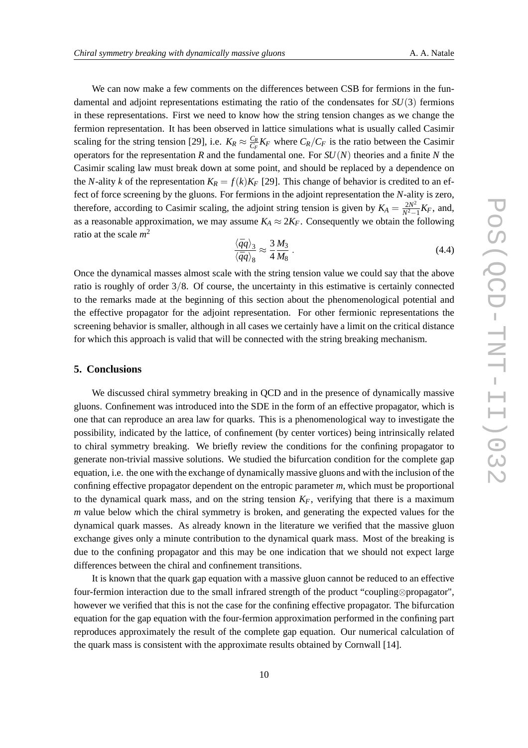We can now make a few comments on the differences between CSB for fermions in the fundamental and adjoint representations estimating the ratio of the condensates for $SU(3)$ fermions in these representations. First we need to know how the string tension changes as we change the fermion representation. It has been observed in lattice simulations what is usually called Casimir scaling for the string tension [29], i.e. $K_R \approx \frac{C_R}{C_F} K_F$ where $C_R/C_F$ is the ratio between the Casimir operators for the representation $R$ and the fundamental one. For $SU(N)$ theories and a finite $N$ the Casimir scaling law must break down at some point, and should be replaced by a dependence on the $N$-ality $k$ of the representation $K_R = f(k) K_F$ [29]. This change of behavior is credited to an effect of force screening by the gluons. For fermions in the adjoint representation the $N$-ality is zero, therefore, according to Casimir scaling, the adjoint string tension is given by $K_A = \frac{2N^2}{N^2-1} K_F$, and, as a reasonable approximation, we may assume $K_A \approx 2K_F$. Consequently we obtain the following ratio at the scale $m^2$

$$
\frac{\langle \bar{q}q \rangle_3}{\langle \bar{q}q \rangle_8} \approx \frac{3}{4} \frac{M_3}{M_8} \, . \tag{4.4}
$$

Once the dynamical masses almost scale with the string tension value we could say that the above ratio is roughly of order $3/8$. Of course, the uncertainty in this estimative is certainly connected to the remarks made at the beginning of this section about the phenomenological potential and the effective propagator for the adjoint representation. For other fermionic representations the screening behavior is smaller, although in all cases we certainly have a limit on the critical distance for which this approach is valid that will be connected with the string breaking mechanism.

## 5. Conclusions

We discussed chiral symmetry breaking in QCD and in the presence of dynamically massive gluons. Confinement was introduced into the SDE in the form of an effective propagator, which is one that can reproduce an area law for quarks. This is a phenomenological way to investigate the possibility, indicated by the lattice, of confinement (by center vortices) being intrinsically related to chiral symmetry breaking. We briefly review the conditions for the confining propagator to generate non-trivial massive solutions. We studied the bifurcation condition for the complete gap equation, i.e. the one with the exchange of dynamically massive gluons and with the inclusion of the confining effective propagator dependent on the entropic parameter $m$, which must be proportional to the dynamical quark mass, and on the string tension $K_F$, verifying that there is a maximum $m$ value below which the chiral symmetry is broken, and generating the expected values for the dynamical quark masses. As already known in the literature we verified that the massive gluon exchange gives only a minute contribution to the dynamical quark mass. Most of the breaking is due to the confining propagator and this may be one indication that we should not expect large differences between the chiral and confinement transitions.

It is known that the quark gap equation with a massive gluon cannot be reduced to an effective four-fermion interaction due to the small infrared strength of the product "coupling$\otimes$propagator", however we verified that this is not the case for the confining effective propagator. The bifurcation equation for the gap equation with the four-fermion approximation performed in the confining part reproduces approximately the result of the complete gap equation. Our numerical calculation of the quark mass is consistent with the approximate results obtained by Cornwall [14].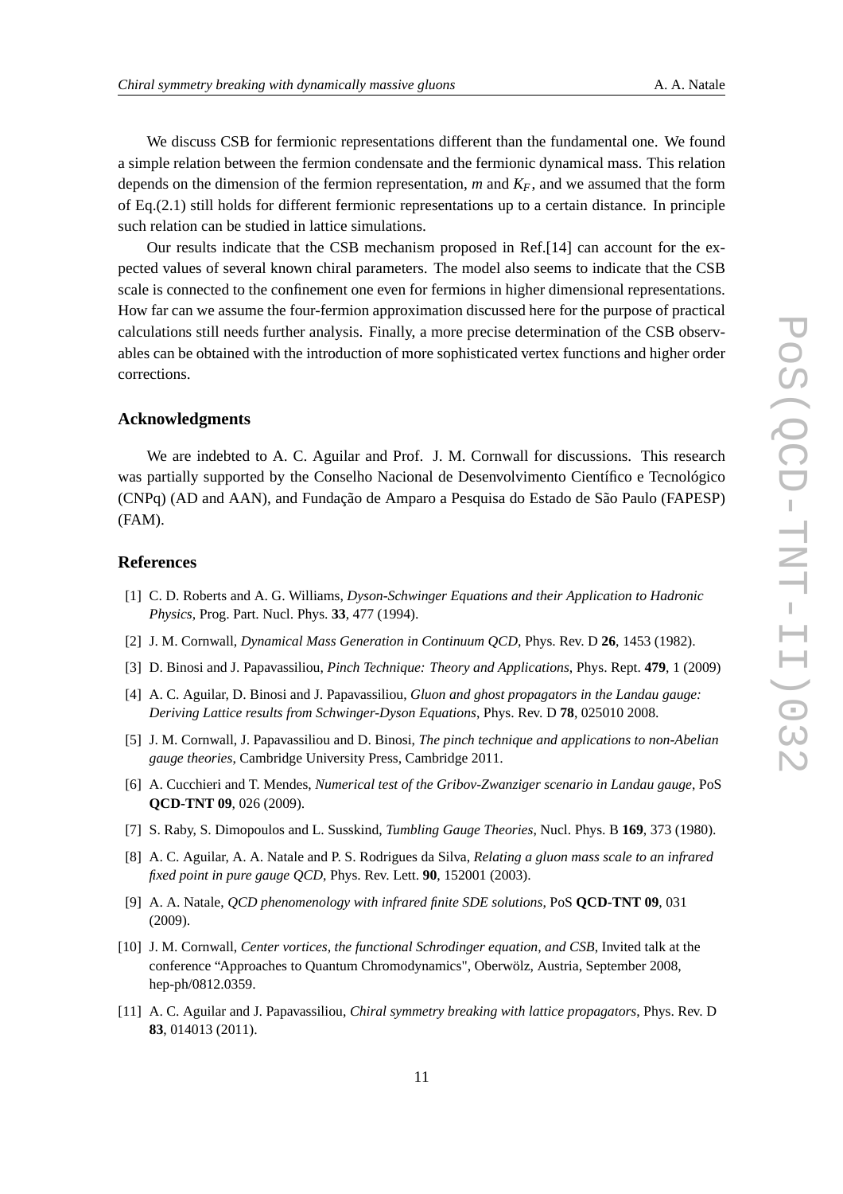We discuss CSB for fermionic representations different than the fundamental one. We found a simple relation between the fermion condensate and the fermionic dynamical mass. This relation depends on the dimension of the fermion representation, $m$ and $K_F$, and we assumed that the form of Eq.(2.1) still holds for different fermionic representations up to a certain distance. In principle such relation can be studied in lattice simulations.

Our results indicate that the CSB mechanism proposed in Ref.[14] can account for the expected values of several known chiral parameters. The model also seems to indicate that the CSB scale is connected to the confinement one even for fermions in higher dimensional representations. How far can we assume the four-fermion approximation discussed here for the purpose of practical calculations still needs further analysis. Finally, a more precise determination of the CSB observables can be obtained with the introduction of more sophisticated vertex functions and higher order corrections.

### Acknowledgments

We are indebted to A. C. Aguilar and Prof. J. M. Cornwall for discussions. This research was partially supported by the Conselho Nacional de Desenvolvimento Científico e Tecnológico (CNPq) (AD and AAN), and Fundação de Amparo a Pesquisa do Estado de São Paulo (FAPESP) (FAM).

### References

[1] C. D. Roberts and A. G. Williams, *Dyson-Schwinger Equations and their Application to Hadronic Physics*, Prog. Part. Nucl. Phys. **33**, 477 (1994).

[2] J. M. Cornwall, *Dynamical Mass Generation in Continuum QCD*, Phys. Rev. D **26**, 1453 (1982).

[3] D. Binosi and J. Papavassiliou, *Pinch Technique: Theory and Applications*, Phys. Rept. **479**, 1 (2009)

[4] A. C. Aguilar, D. Binosi and J. Papavassiliou, *Gluon and ghost propagators in the Landau gauge: Deriving Lattice results from Schwinger-Dyson Equations*, Phys. Rev. D **78**, 025010 2008.

[5] J. M. Cornwall, J. Papavassiliou and D. Binosi, *The pinch technique and applications to non-Abelian gauge theories*, Cambridge University Press, Cambridge 2011.

[6] A. Cucchieri and T. Mendes, *Numerical test of the Gribov-Zwanziger scenario in Landau gauge*, PoS **QCD-TNT 09**, 026 (2009).

[7] S. Raby, S. Dimopoulos and L. Susskind, *Tumbling Gauge Theories*, Nucl. Phys. B **169**, 373 (1980).

[8] A. C. Aguilar, A. A. Natale and P. S. Rodrigues da Silva, *Relating a gluon mass scale to an infrared fixed point in pure gauge QCD*, Phys. Rev. Lett. **90**, 152001 (2003).

[9] A. A. Natale, *QCD phenomenology with infrared finite SDE solutions*, PoS **QCD-TNT 09**, 031 (2009).

[10] J. M. Cornwall, *Center vortices, the functional Schrodinger equation, and CSB*, Invited talk at the conference "Approaches to Quantum Chromodynamics", Oberwölz, Austria, September 2008, hep-ph/0812.0359.

[11] A. C. Aguilar and J. Papavassiliou, *Chiral symmetry breaking with lattice propagators*, Phys. Rev. D **83**, 014013 (2011).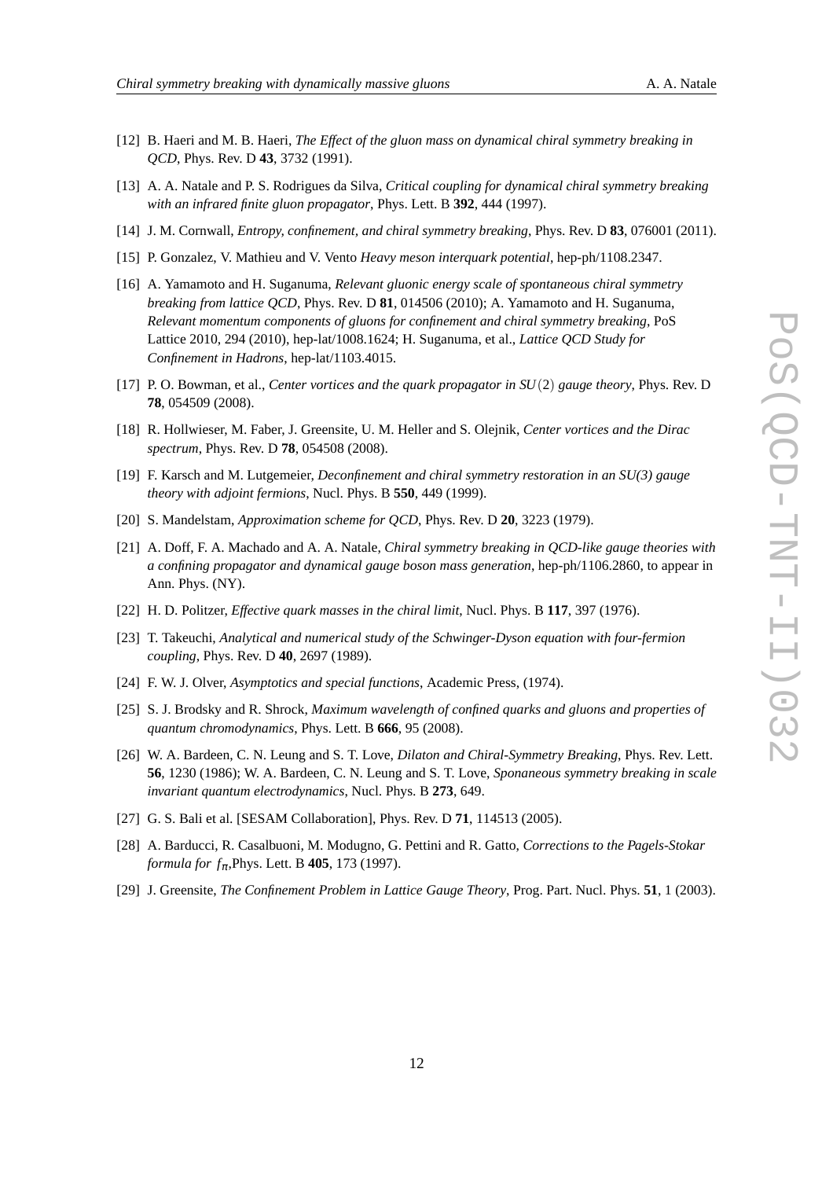[12] B. Haeri and M. B. Haeri, *The Effect of the gluon mass on dynamical chiral symmetry breaking in QCD*, Phys. Rev. D **43**, 3732 (1991).

[13] A. A. Natale and P. S. Rodrigues da Silva, *Critical coupling for dynamical chiral symmetry breaking with an infrared finite gluon propagator*, Phys. Lett. B **392**, 444 (1997).

[14] J. M. Cornwall, *Entropy, confinement, and chiral symmetry breaking*, Phys. Rev. D **83**, 076001 (2011).

[15] P. Gonzalez, V. Mathieu and V. Vento *Heavy meson interquark potential*, hep-ph/1108.2347.

[16] A. Yamamoto and H. Suganuma, *Relevant gluonic energy scale of spontaneous chiral symmetry breaking from lattice QCD*, Phys. Rev. D **81**, 014506 (2010); A. Yamamoto and H. Suganuma, *Relevant momentum components of gluons for confinement and chiral symmetry breaking*, PoS Lattice 2010, 294 (2010), hep-lat/1008.1624; H. Suganuma, et al., *Lattice QCD Study for Confinement in Hadrons*, hep-lat/1103.4015.

[17] P. O. Bowman, et al., *Center vortices and the quark propagator in $SU(2)$ gauge theory*, Phys. Rev. D **78**, 054509 (2008).

[18] R. Hollwieser, M. Faber, J. Greensite, U. M. Heller and S. Olejnik, *Center vortices and the Dirac spectrum*, Phys. Rev. D **78**, 054508 (2008).

[19] F. Karsch and M. Lutgemeier, *Deconfinement and chiral symmetry restoration in an SU(3) gauge theory with adjoint fermions*, Nucl. Phys. B **550**, 449 (1999).

[20] S. Mandelstam, *Approximation scheme for QCD*, Phys. Rev. D **20**, 3223 (1979).

[21] A. Doff, F. A. Machado and A. A. Natale, *Chiral symmetry breaking in QCD-like gauge theories with a confining propagator and dynamical gauge boson mass generation*, hep-ph/1106.2860, to appear in Ann. Phys. (NY).

[22] H. D. Politzer, *Effective quark masses in the chiral limit*, Nucl. Phys. B **117**, 397 (1976).

[23] T. Takeuchi, *Analytical and numerical study of the Schwinger-Dyson equation with four-fermion coupling*, Phys. Rev. D **40**, 2697 (1989).

[24] F. W. J. Olver, *Asymptotics and special functions*, Academic Press, (1974).

[25] S. J. Brodsky and R. Shrock, *Maximum wavelength of confined quarks and gluons and properties of quantum chromodynamics*, Phys. Lett. B **666**, 95 (2008).

[26] W. A. Bardeen, C. N. Leung and S. T. Love, *Dilaton and Chiral-Symmetry Breaking*, Phys. Rev. Lett. **56**, 1230 (1986); W. A. Bardeen, C. N. Leung and S. T. Love, *Sponaneous symmetry breaking in scale invariant quantum electrodynamics*, Nucl. Phys. B **273**, 649.

[27] G. S. Bali et al. [SESAM Collaboration], Phys. Rev. D **71**, 114513 (2005).

[28] A. Barducci, R. Casalbuoni, M. Modugno, G. Pettini and R. Gatto, *Corrections to the Pagels-Stokar formula for $f_\pi$*,Phys. Lett. B **405**, 173 (1997).

[29] J. Greensite, *The Confinement Problem in Lattice Gauge Theory*, Prog. Part. Nucl. Phys. **51**, 1 (2003).